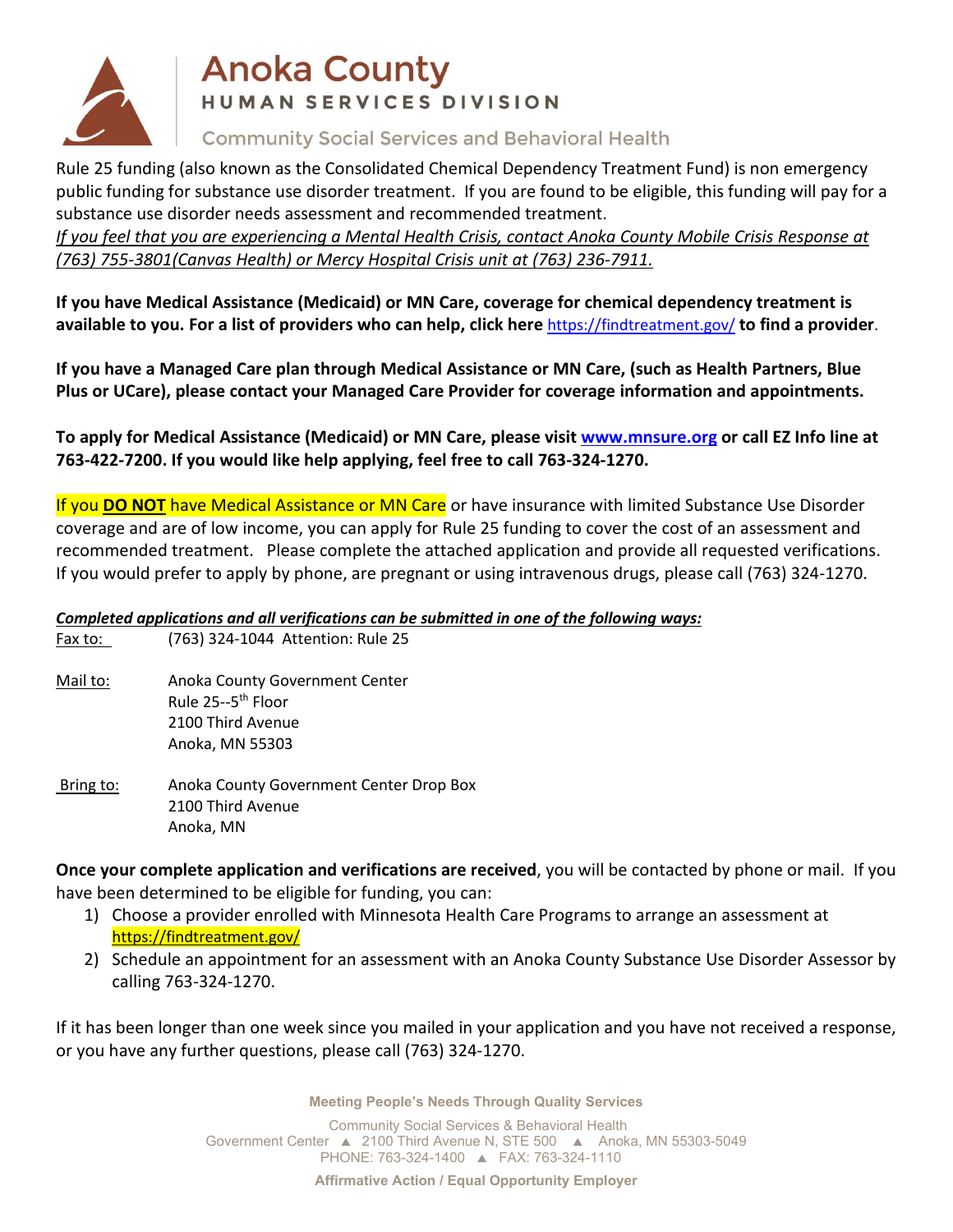# Anoka County

## HUMAN SERVICES DIVISION

### Community Social Services and Behavioral Health

Rule 25 funding (also known as the Consolidated Chemical Dependency Treatment Fund) is non emergency public funding for substance use disorder treatment. If you are found to be eligible, this funding will pay for a substance use disorder needs assessment and recommended treatment.

*If you feel that you are experiencing a Mental Health Crisis, contact Anoka County Mobile Crisis Response at (763) 755-3801(Canvas Health) or Mercy Hospital Crisis unit at (763) 236-7911.*

**If you have Medical Assistance (Medicaid) or MN Care, coverage for chemical dependency treatment is available to you. For a list of providers who can help, click here** https://findtreatment.gov/ **to find a provider**.

**If you have a Managed Care plan through Medical Assistance or MN Care, (such as Health Partners, Blue Plus or UCare), please contact your Managed Care Provider for coverage information and appointments.**

**To apply for Medical Assistance (Medicaid) or MN Care, please visit www.mnsure.org or call EZ Info line at 763-422-7200. If you would like help applying, feel free to call 763-324-1270.**

If you **DO NOT** have Medical Assistance or MN Care or have insurance with limited Substance Use Disorder coverage and are of low income, you can apply for Rule 25 funding to cover the cost of an assessment and recommended treatment. Please complete the attached application and provide all requested verifications. If you would prefer to apply by phone, are pregnant or using intravenous drugs, please call (763) 324-1270.

***Completed applications and all verifications can be submitted in one of the following ways:***

Fax to: (763) 324-1044 Attention: Rule 25

Mail to: Anoka County Government Center
Rule 25--5th Floor
2100 Third Avenue
Anoka, MN 55303

Bring to: Anoka County Government Center Drop Box
2100 Third Avenue
Anoka, MN

**Once your complete application and verifications are received**, you will be contacted by phone or mail. If you have been determined to be eligible for funding, you can:

1) Choose a provider enrolled with Minnesota Health Care Programs to arrange an assessment at https://findtreatment.gov/
2) Schedule an appointment for an assessment with an Anoka County Substance Use Disorder Assessor by calling 763-324-1270.

If it has been longer than one week since you mailed in your application and you have not received a response, or you have any further questions, please call (763) 324-1270.

**Meeting People's Needs Through Quality Services**

Community Social Services & Behavioral Health
Government Center ▲ 2100 Third Avenue N, STE 500 ▲ Anoka, MN 55303-5049
PHONE: 763-324-1400 ▲ FAX: 763-324-1110

**Affirmative Action / Equal Opportunity Employer**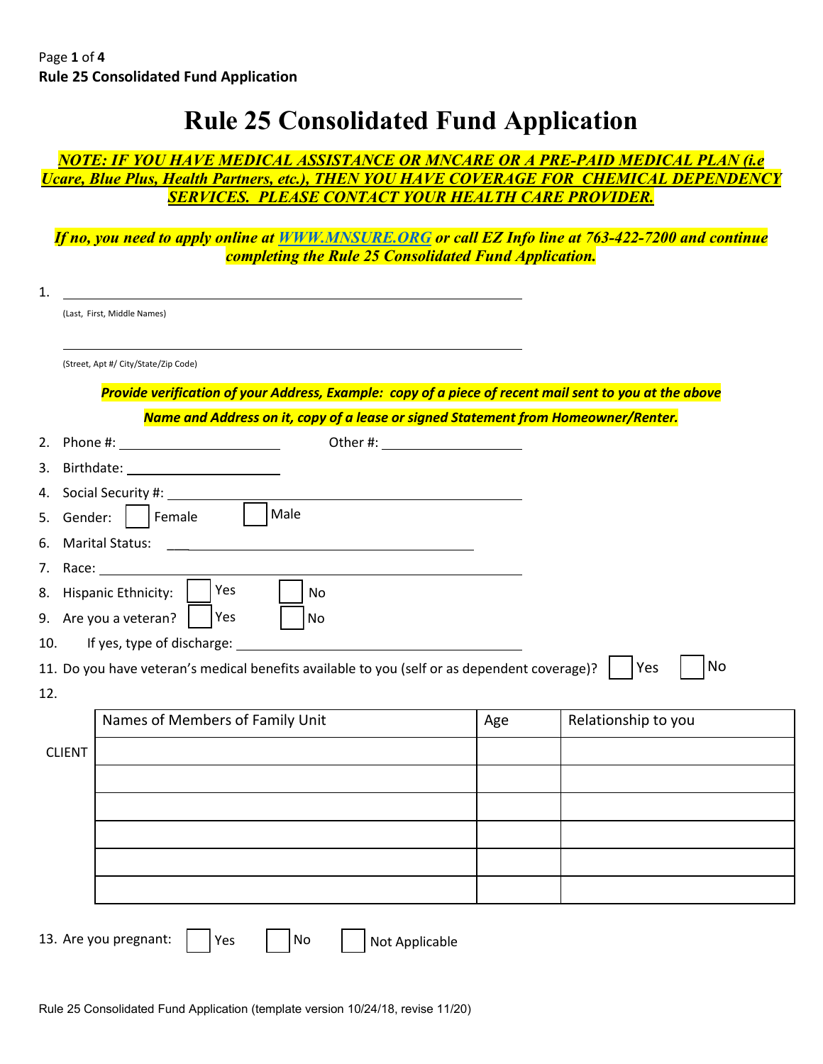# Rule 25 Consolidated Fund Application

***NOTE: IF YOU HAVE MEDICAL ASSISTANCE OR MNCARE OR A PRE-PAID MEDICAL PLAN (i.e Ucare, Blue Plus, Health Partners, etc.), THEN YOU HAVE COVERAGE FOR CHEMICAL DEPENDENCY SERVICES. PLEASE CONTACT YOUR HEALTH CARE PROVIDER.***

***If no, you need to apply online at WWW.MNSURE.ORG or call EZ Info line at 763-422-7200 and continue completing the Rule 25 Consolidated Fund Application.***

1. ______________________________________________

   (Last, First, Middle Names)

   ______________________________________________

   (Street, Apt #/ City/State/Zip Code)

   ***Provide verification of your Address, Example: copy of a piece of recent mail sent to you at the above Name and Address on it, copy of a lease or signed Statement from Homeowner/Renter.***

2. Phone #: ____________________ Other #: ____________________
3. Birthdate: ____________________
4. Social Security #: ______________________________
5. Gender: ☐ Female ☐ Male
6. Marital Status: ______________________________
7. Race: ______________________________
8. Hispanic Ethnicity: ☐ Yes ☐ No
9. Are you a veteran? ☐ Yes ☐ No
10. If yes, type of discharge: ______________________________
11. Do you have veteran's medical benefits available to you (self or as dependent coverage)? ☐ Yes ☐ No
12.

| | Names of Members of Family Unit | Age | Relationship to you |
|---|---|---|---|
| CLIENT | | | |
| | | | |
| | | | |
| | | | |
| | | | |
| | | | |

13. Are you pregnant: ☐ Yes ☐ No ☐ Not Applicable

Rule 25 Consolidated Fund Application (template version 10/24/18, revise 11/20)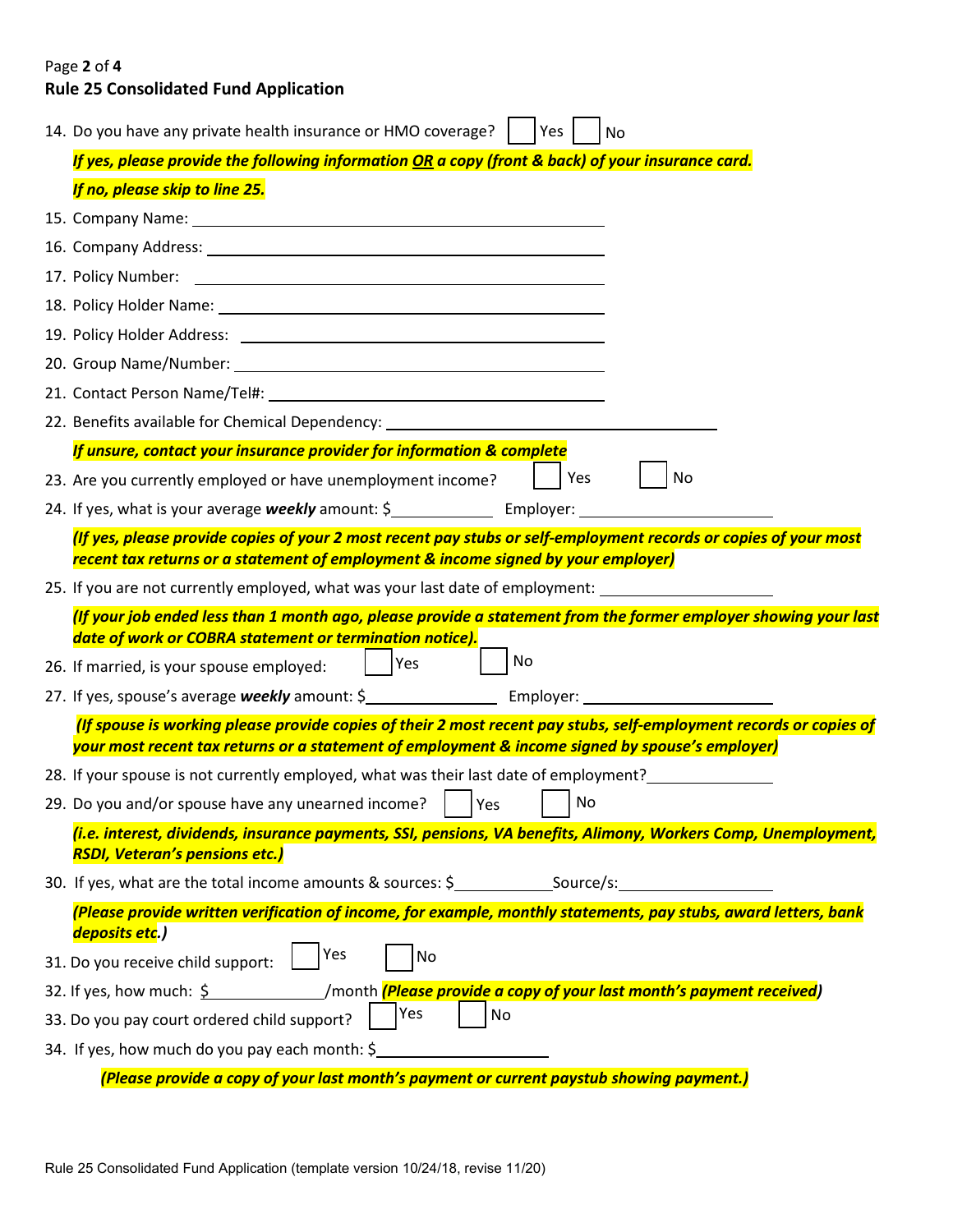**Rule 25 Consolidated Fund Application**

14. Do you have any private health insurance or HMO coverage? ☐ Yes ☐ No

***If yes, please provide the following information <u>OR</u> a copy (front & back) of your insurance card.***

***If no, please skip to line 25.***

15. Company Name: \_\_\_\_\_\_\_\_\_\_\_\_\_\_\_\_\_\_\_\_\_\_\_\_\_\_\_\_\_\_\_\_\_\_\_\_\_\_\_\_
16. Company Address: \_\_\_\_\_\_\_\_\_\_\_\_\_\_\_\_\_\_\_\_\_\_\_\_\_\_\_\_\_\_\_\_\_\_\_\_\_\_\_\_
17. Policy Number: \_\_\_\_\_\_\_\_\_\_\_\_\_\_\_\_\_\_\_\_\_\_\_\_\_\_\_\_\_\_\_\_\_\_\_\_\_\_\_\_
18. Policy Holder Name: \_\_\_\_\_\_\_\_\_\_\_\_\_\_\_\_\_\_\_\_\_\_\_\_\_\_\_\_\_\_\_\_\_\_\_\_\_\_\_\_
19. Policy Holder Address: \_\_\_\_\_\_\_\_\_\_\_\_\_\_\_\_\_\_\_\_\_\_\_\_\_\_\_\_\_\_\_\_\_\_\_\_\_\_\_\_
20. Group Name/Number: \_\_\_\_\_\_\_\_\_\_\_\_\_\_\_\_\_\_\_\_\_\_\_\_\_\_\_\_\_\_\_\_\_\_\_\_\_\_\_\_
21. Contact Person Name/Tel#: \_\_\_\_\_\_\_\_\_\_\_\_\_\_\_\_\_\_\_\_\_\_\_\_\_\_\_\_\_\_\_\_\_\_\_\_\_\_\_\_
22. Benefits available for Chemical Dependency: \_\_\_\_\_\_\_\_\_\_\_\_\_\_\_\_\_\_\_\_\_\_\_\_\_\_\_\_\_\_\_\_\_\_\_\_\_\_\_\_

***If unsure, contact your insurance provider for information & complete***

23. Are you currently employed or have unemployment income? ☐ Yes ☐ No
24. If yes, what is your average ***weekly*** amount: $\_\_\_\_\_\_\_\_\_\_\_\_ Employer: \_\_\_\_\_\_\_\_\_\_\_\_\_\_\_\_\_\_\_\_\_\_\_\_

***(If yes, please provide copies of your 2 most recent pay stubs or self-employment records or copies of your most recent tax returns or a statement of employment & income signed by your employer)***

25. If you are not currently employed, what was your last date of employment: \_\_\_\_\_\_\_\_\_\_\_\_\_\_\_\_\_\_\_\_

***(If your job ended less than 1 month ago, please provide a statement from the former employer showing your last date of work or COBRA statement or termination notice).***

26. If married, is your spouse employed: ☐ Yes ☐ No
27. If yes, spouse's average ***weekly*** amount: $\_\_\_\_\_\_\_\_\_\_\_\_\_\_\_\_ Employer: \_\_\_\_\_\_\_\_\_\_\_\_\_\_\_\_\_\_\_\_\_\_\_\_

***(If spouse is working please provide copies of their 2 most recent pay stubs, self-employment records or copies of your most recent tax returns or a statement of employment & income signed by spouse's employer)***

28. If your spouse is not currently employed, what was their last date of employment? \_\_\_\_\_\_\_\_\_\_\_\_\_\_\_
29. Do you and/or spouse have any unearned income? ☐ Yes ☐ No

***(i.e. interest, dividends, insurance payments, SSI, pensions, VA benefits, Alimony, Workers Comp, Unemployment, RSDI, Veteran's pensions etc.)***

30. If yes, what are the total income amounts & sources: $\_\_\_\_\_\_\_\_\_\_\_\_Source/s: \_\_\_\_\_\_\_\_\_\_\_\_\_\_\_\_\_\_\_\_

***(Please provide written verification of income, for example, monthly statements, pay stubs, award letters, bank deposits etc.)***

31. Do you receive child support: ☐ Yes ☐ No
32. If yes, how much: $\_\_\_\_\_\_\_\_\_\_\_\_\_\_/month ***(Please provide a copy of your last month's payment received)***
33. Do you pay court ordered child support? ☐ Yes ☐ No
34. If yes, how much do you pay each month: $\_\_\_\_\_\_\_\_\_\_\_\_\_\_\_\_\_\_\_\_\_\_

***(Please provide a copy of your last month's payment or current paystub showing payment.)***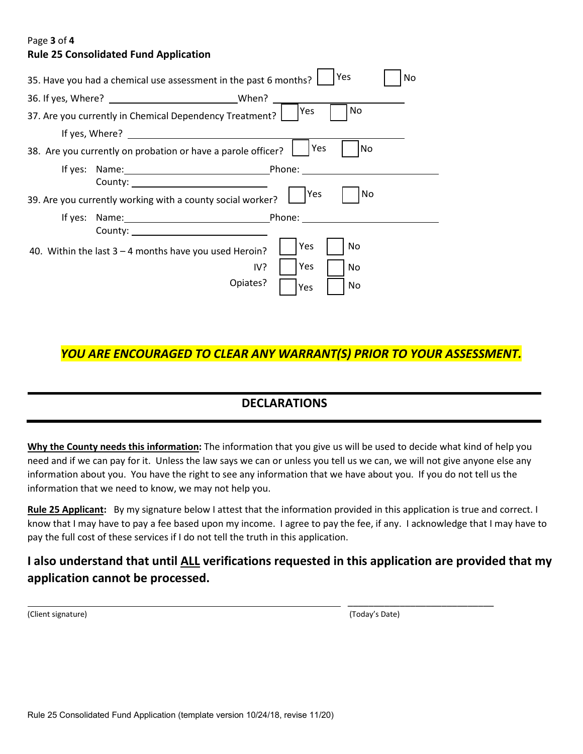35. Have you had a chemical use assessment in the past 6 months? ☐ Yes ☐ No

36. If yes, Where? ______________________ When? ______________________

37. Are you currently in Chemical Dependency Treatment? ☐ Yes ☐ No

If yes, Where? ______________________________________________

38. Are you currently on probation or have a parole officer? ☐ Yes ☐ No

If yes: Name: ______________________ Phone: ______________________
County: ______________________

39. Are you currently working with a county social worker? ☐ Yes ☐ No

If yes: Name: ______________________ Phone: ______________________
County: ______________________

40. Within the last 3 – 4 months have you used Heroin? ☐ Yes ☐ No

IV? ☐ Yes ☐ No

Opiates? ☐ Yes ☐ No

***YOU ARE ENCOURAGED TO CLEAR ANY WARRANT(S) PRIOR TO YOUR ASSESSMENT.***

---

## DECLARATIONS

---

**Why the County needs this information:** The information that you give us will be used to decide what kind of help you need and if we can pay for it. Unless the law says we can or unless you tell us we can, we will not give anyone else any information about you. You have the right to see any information that we have about you. If you do not tell us the information that we need to know, we may not help you.

**Rule 25 Applicant:** By my signature below I attest that the information provided in this application is true and correct. I know that I may have to pay a fee based upon my income. I agree to pay the fee, if any. I acknowledge that I may have to pay the full cost of these services if I do not tell the truth in this application.

**I also understand that until ALL verifications requested in this application are provided that my application cannot be processed.**

______________________________________________ ______________________

(Client signature) (Today's Date)

Rule 25 Consolidated Fund Application (template version 10/24/18, revise 11/20)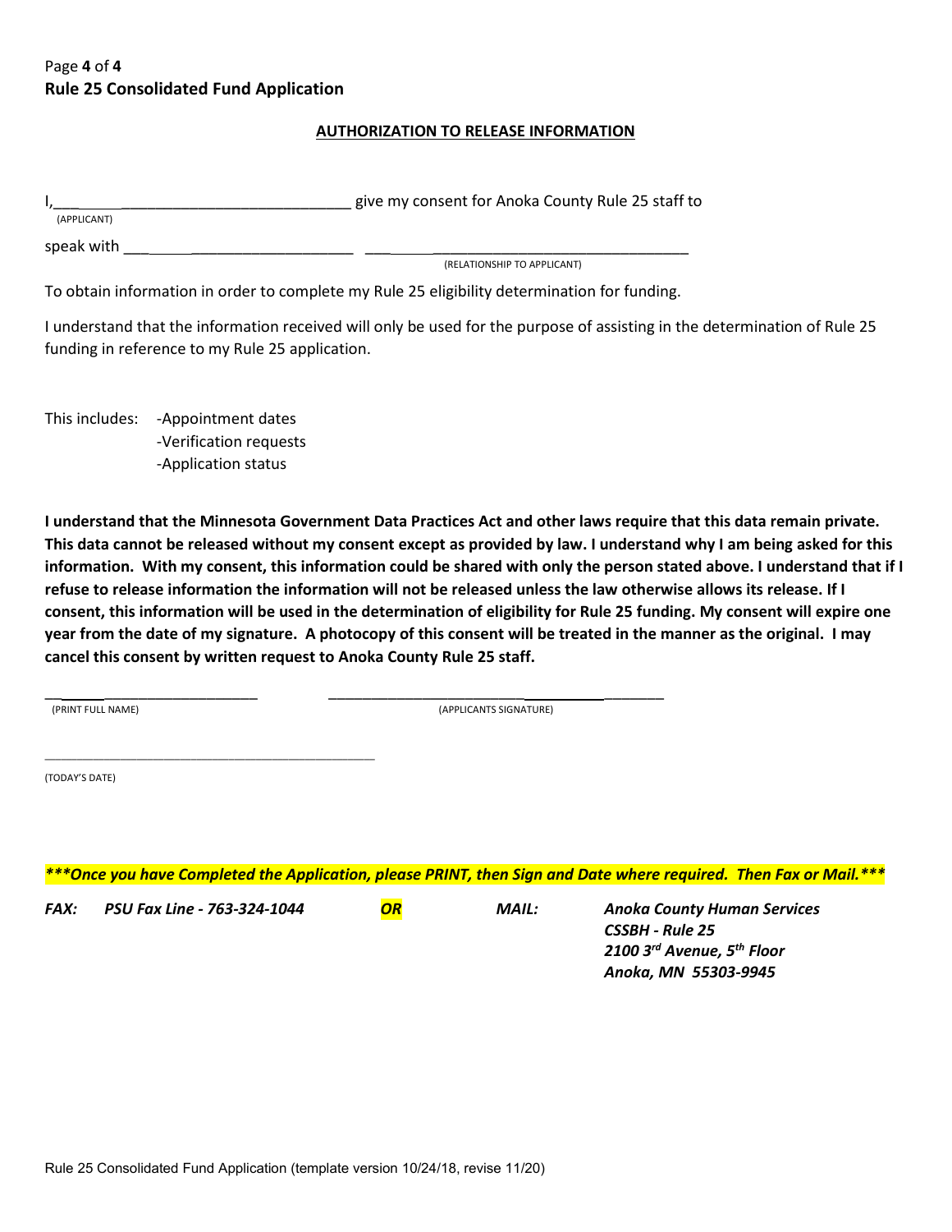**Rule 25 Consolidated Fund Application**

## AUTHORIZATION TO RELEASE INFORMATION

I,_________________________________________ give my consent for Anoka County Rule 25 staff to
(APPLICANT)

speak with ___________________________ ____________________________________________
(RELATIONSHIP TO APPLICANT)

To obtain information in order to complete my Rule 25 eligibility determination for funding.

I understand that the information received will only be used for the purpose of assisting in the determination of Rule 25 funding in reference to my Rule 25 application.

This includes:
- -Appointment dates
- -Verification requests
- -Application status

**I understand that the Minnesota Government Data Practices Act and other laws require that this data remain private. This data cannot be released without my consent except as provided by law. I understand why I am being asked for this information. With my consent, this information could be shared with only the person stated above. I understand that if I refuse to release information the information will not be released unless the law otherwise allows its release. If I consent, this information will be used in the determination of eligibility for Rule 25 funding. My consent will expire one year from the date of my signature. A photocopy of this consent will be treated in the manner as the original. I may cancel this consent by written request to Anoka County Rule 25 staff.**

_____________________________ &nbsp;&nbsp;&nbsp;&nbsp; _______________________________________________
(PRINT FULL NAME) &nbsp;&nbsp;&nbsp;&nbsp; (APPLICANTS SIGNATURE)

_______________________________________________
(TODAY'S DATE)

***\*\*\*Once you have Completed the Application, please PRINT, then Sign and Date where required. Then Fax or Mail.\*\*\****

***FAX:*** ***PSU Fax Line - 763-324-1044***

***OR***

***MAIL:***
***Anoka County Human Services***
***CSSBH - Rule 25***
***2100 3rd Avenue, 5th Floor***
***Anoka, MN 55303-9945***

Rule 25 Consolidated Fund Application (template version 10/24/18, revise 11/20)